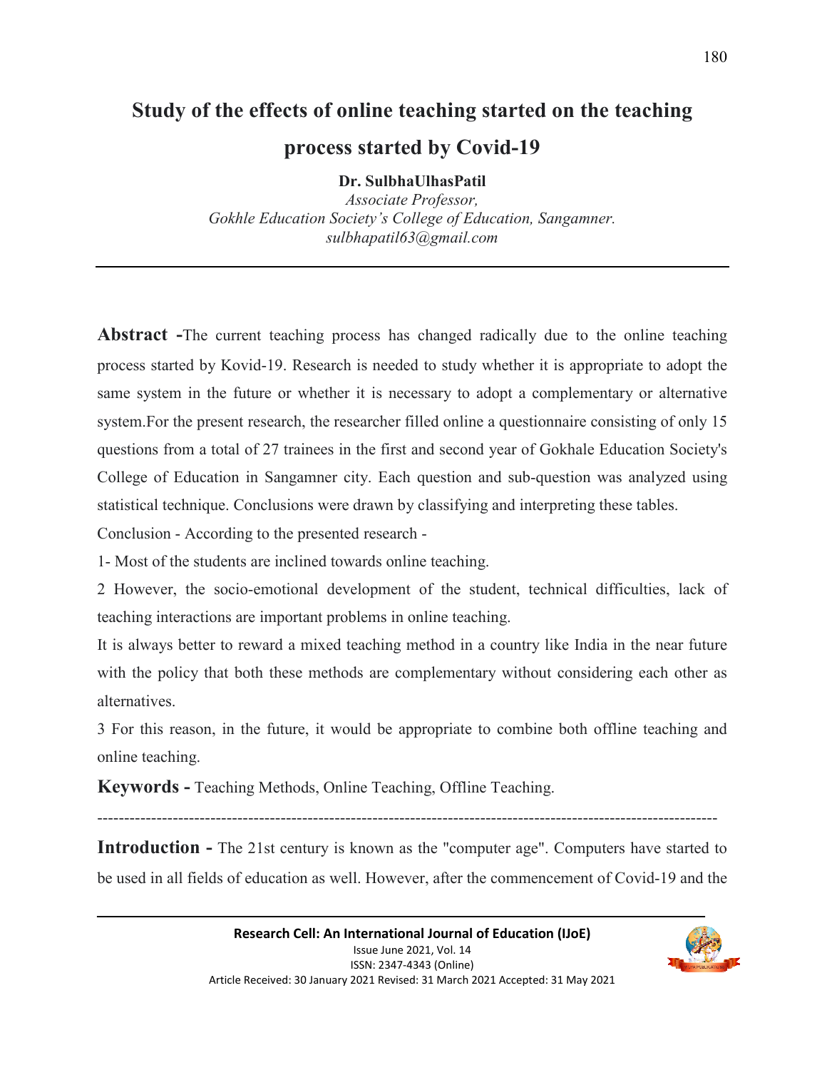# Study of the effects of online teaching started on the teaching process started by Covid-19

**Dr. SulbhaUlhasPatil**

*Associate Professor,*
*Gokhle Education Society's College of Education, Sangamner.*
*sulbhapatil63@gmail.com*

---

**Abstract -**The current teaching process has changed radically due to the online teaching process started by Kovid-19. Research is needed to study whether it is appropriate to adopt the same system in the future or whether it is necessary to adopt a complementary or alternative system.For the present research, the researcher filled online a questionnaire consisting of only 15 questions from a total of 27 trainees in the first and second year of Gokhale Education Society's College of Education in Sangamner city. Each question and sub-question was analyzed using statistical technique. Conclusions were drawn by classifying and interpreting these tables.

Conclusion - According to the presented research -

1- Most of the students are inclined towards online teaching.

2 However, the socio-emotional development of the student, technical difficulties, lack of teaching interactions are important problems in online teaching.

It is always better to reward a mixed teaching method in a country like India in the near future with the policy that both these methods are complementary without considering each other as alternatives.

3 For this reason, in the future, it would be appropriate to combine both offline teaching and online teaching.

**Keywords -** Teaching Methods, Online Teaching, Offline Teaching.

---

**Introduction -** The 21st century is known as the "computer age". Computers have started to be used in all fields of education as well. However, after the commencement of Covid-19 and the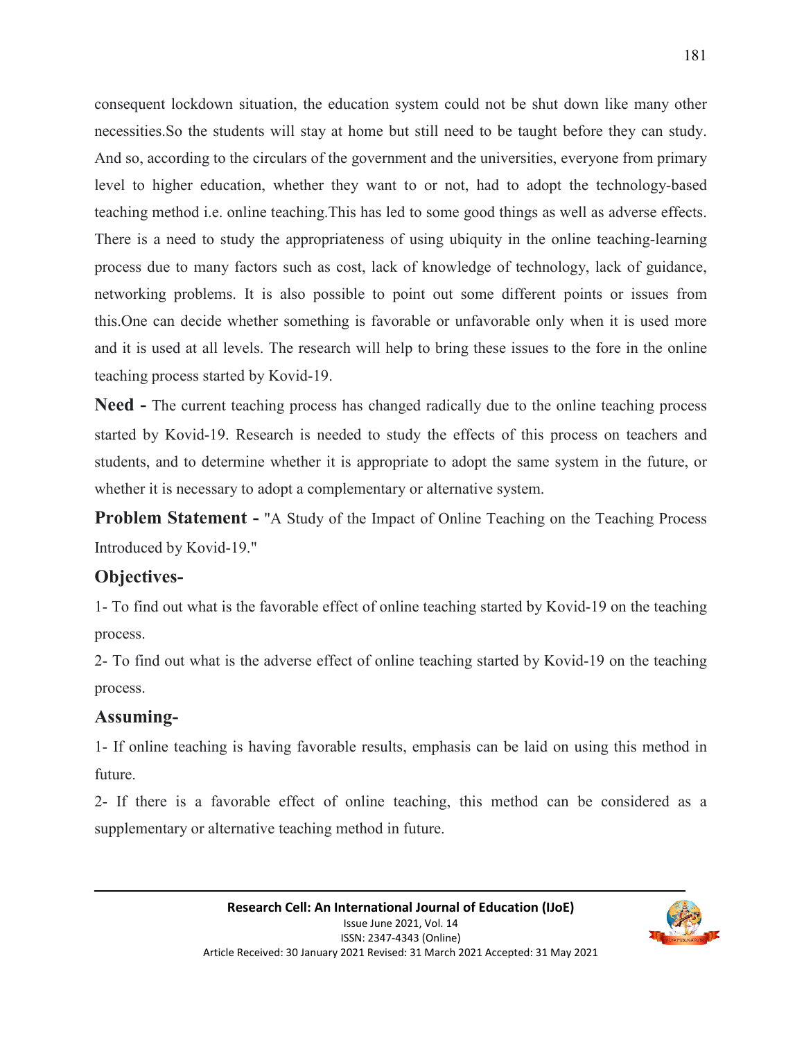consequent lockdown situation, the education system could not be shut down like many other necessities.So the students will stay at home but still need to be taught before they can study. And so, according to the circulars of the government and the universities, everyone from primary level to higher education, whether they want to or not, had to adopt the technology-based teaching method i.e. online teaching.This has led to some good things as well as adverse effects. There is a need to study the appropriateness of using ubiquity in the online teaching-learning process due to many factors such as cost, lack of knowledge of technology, lack of guidance, networking problems. It is also possible to point out some different points or issues from this.One can decide whether something is favorable or unfavorable only when it is used more and it is used at all levels. The research will help to bring these issues to the fore in the online teaching process started by Kovid-19.

**Need -** The current teaching process has changed radically due to the online teaching process started by Kovid-19. Research is needed to study the effects of this process on teachers and students, and to determine whether it is appropriate to adopt the same system in the future, or whether it is necessary to adopt a complementary or alternative system.

**Problem Statement -** "A Study of the Impact of Online Teaching on the Teaching Process Introduced by Kovid-19."

## Objectives-

1- To find out what is the favorable effect of online teaching started by Kovid-19 on the teaching process.

2- To find out what is the adverse effect of online teaching started by Kovid-19 on the teaching process.

## Assuming-

1- If online teaching is having favorable results, emphasis can be laid on using this method in future.

2- If there is a favorable effect of online teaching, this method can be considered as a supplementary or alternative teaching method in future.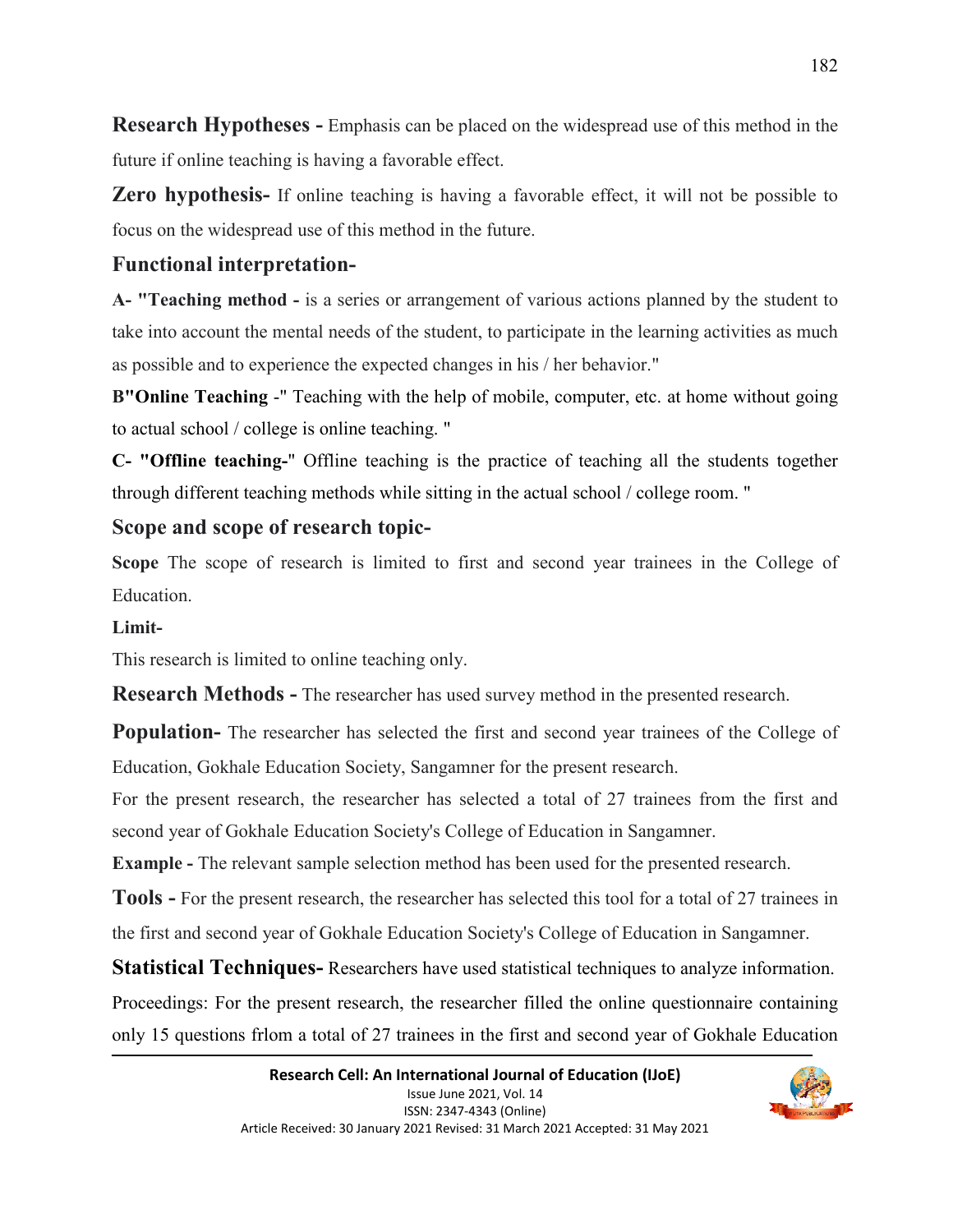**Research Hypotheses -** Emphasis can be placed on the widespread use of this method in the future if online teaching is having a favorable effect.

**Zero hypothesis-** If online teaching is having a favorable effect, it will not be possible to focus on the widespread use of this method in the future.

## Functional interpretation-

**A- "Teaching method -** is a series or arrangement of various actions planned by the student to take into account the mental needs of the student, to participate in the learning activities as much as possible and to experience the expected changes in his / her behavior."

**B"Online Teaching** -" Teaching with the help of mobile, computer, etc. at home without going to actual school / college is online teaching. "

**C- "Offline teaching-**" Offline teaching is the practice of teaching all the students together through different teaching methods while sitting in the actual school / college room. "

## Scope and scope of research topic-

**Scope** The scope of research is limited to first and second year trainees in the College of Education.

**Limit-**

This research is limited to online teaching only.

**Research Methods -** The researcher has used survey method in the presented research.

**Population-** The researcher has selected the first and second year trainees of the College of Education, Gokhale Education Society, Sangamner for the present research.

For the present research, the researcher has selected a total of 27 trainees from the first and second year of Gokhale Education Society's College of Education in Sangamner.

**Example -** The relevant sample selection method has been used for the presented research.

**Tools -** For the present research, the researcher has selected this tool for a total of 27 trainees in the first and second year of Gokhale Education Society's College of Education in Sangamner.

**Statistical Techniques-** Researchers have used statistical techniques to analyze information.

Proceedings: For the present research, the researcher filled the online questionnaire containing only 15 questions frlom a total of 27 trainees in the first and second year of Gokhale Education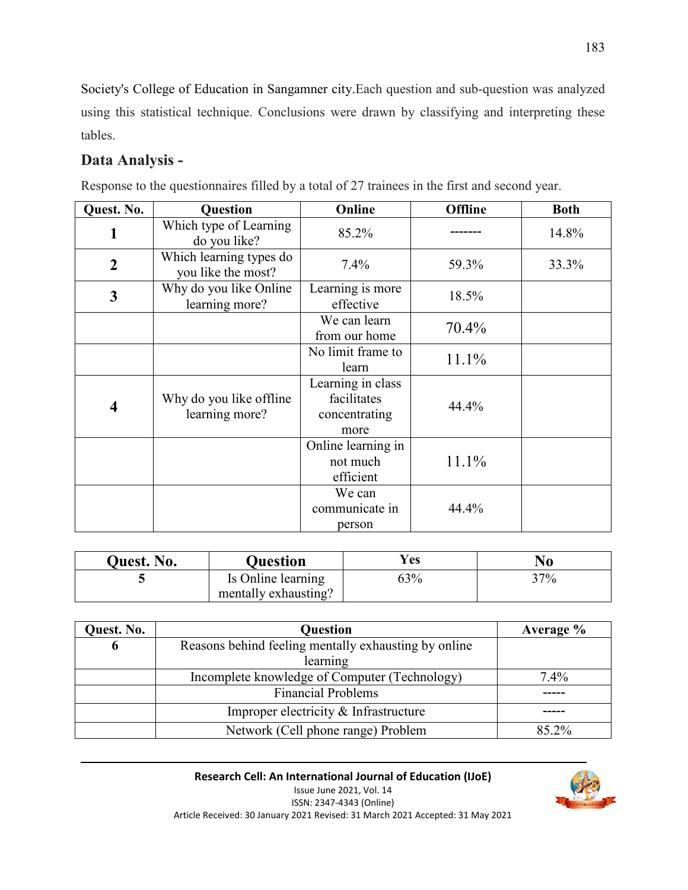Society's College of Education in Sangamner city.Each question and sub-question was analyzed using this statistical technique. Conclusions were drawn by classifying and interpreting these tables.

## Data Analysis -

Response to the questionnaires filled by a total of 27 trainees in the first and second year.

| Quest. No. | Question | Online | Offline | Both |
|---|---|---|---|---|
| **1** | Which type of Learning do you like? | 85.2% | ------- | 14.8% |
| **2** | Which learning types do you like the most? | 7.4% | 59.3% | 33.3% |
| **3** | Why do you like Online learning more? | Learning is more effective | 18.5% | |
| | | We can learn from our home | 70.4% | |
| | | No limit frame to learn | 11.1% | |
| **4** | Why do you like offline learning more? | Learning in class facilitates concentrating more | 44.4% | |
| | | Online learning in not much efficient | 11.1% | |
| | | We can communicate in person | 44.4% | |

| Quest. No. | Question | Yes | No |
|---|---|---|---|
| 5 | Is Online learning mentally exhausting? | 63% | 37% |

| Quest. No. | Question | Average % |
|---|---|---|
| 6 | Reasons behind feeling mentally exhausting by online learning | |
| | Incomplete knowledge of Computer (Technology) | 7.4% |
| | Financial Problems | ----- |
| | Improper electricity & Infrastructure | ----- |
| | Network (Cell phone range) Problem | 85.2% |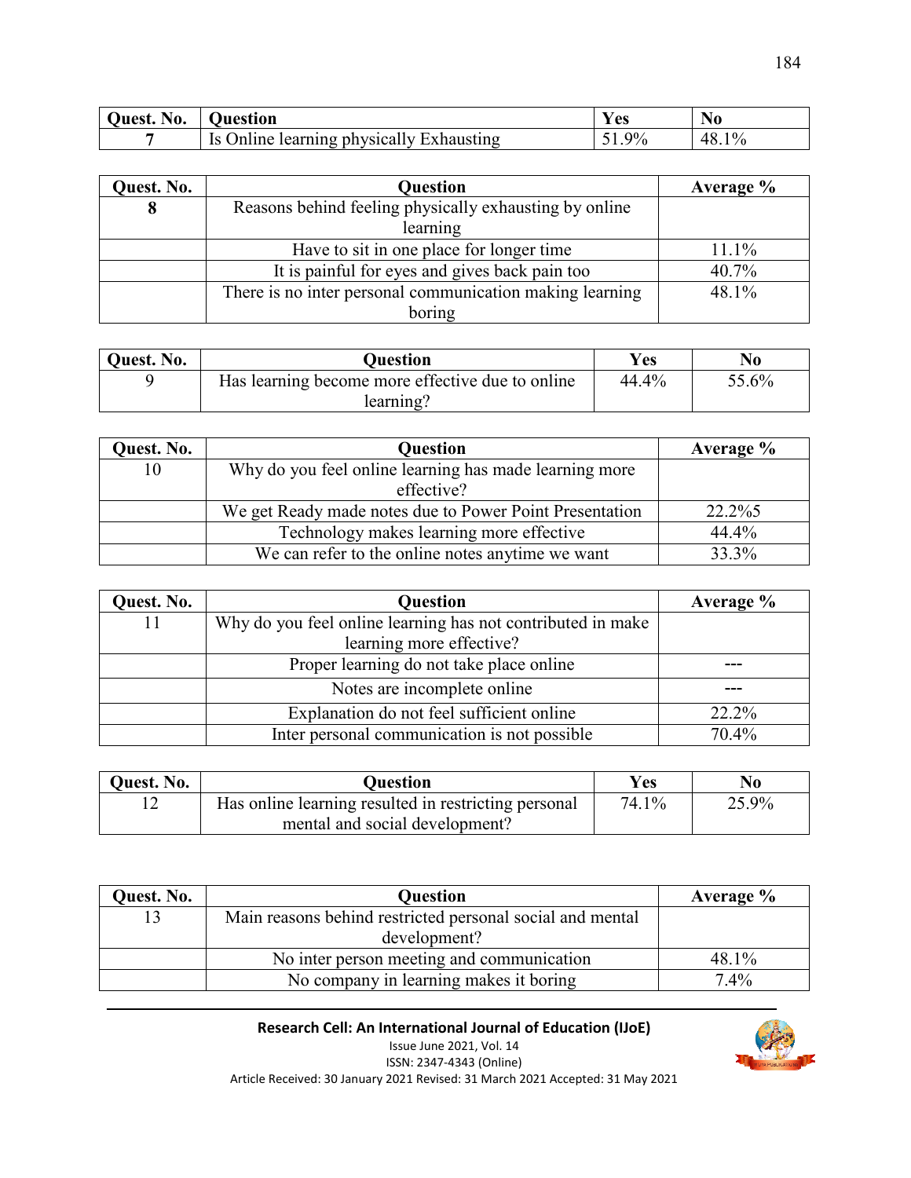| Quest. No. | Question | Yes | No |
|---|---|---|---|
| 7 | Is Online learning physically Exhausting | 51.9% | 48.1% |

| Quest. No. | Question | Average % |
|---|---|---|
| 8 | Reasons behind feeling physically exhausting by online learning | |
| | Have to sit in one place for longer time | 11.1% |
| | It is painful for eyes and gives back pain too | 40.7% |
| | There is no inter personal communication making learning boring | 48.1% |

| Quest. No. | Question | Yes | No |
|---|---|---|---|
| 9 | Has learning become more effective due to online learning? | 44.4% | 55.6% |

| Quest. No. | Question | Average % |
|---|---|---|
| 10 | Why do you feel online learning has made learning more effective? | |
| | We get Ready made notes due to Power Point Presentation | 22.2%5 |
| | Technology makes learning more effective | 44.4% |
| | We can refer to the online notes anytime we want | 33.3% |

| Quest. No. | Question | Average % |
|---|---|---|
| 11 | Why do you feel online learning has not contributed in make learning more effective? | |
| | Proper learning do not take place online | --- |
| | Notes are incomplete online | --- |
| | Explanation do not feel sufficient online | 22.2% |
| | Inter personal communication is not possible | 70.4% |

| Quest. No. | Question | Yes | No |
|---|---|---|---|
| 12 | Has online learning resulted in restricting personal mental and social development? | 74.1% | 25.9% |

| Quest. No. | Question | Average % |
|---|---|---|
| 13 | Main reasons behind restricted personal social and mental development? | |
| | No inter person meeting and communication | 48.1% |
| | No company in learning makes it boring | 7.4% |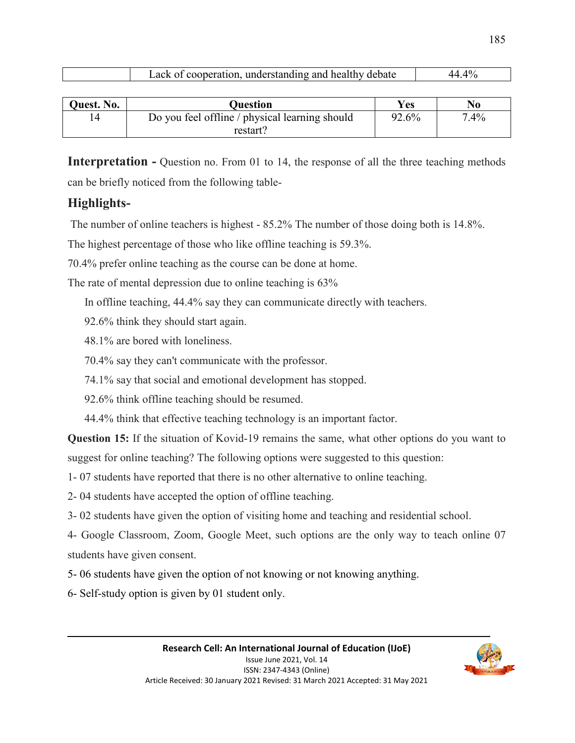| | Lack of cooperation, understanding and healthy debate | 44.4% |
|---|---|---|

| Quest. No. | Question | Yes | No |
|---|---|---|---|
| 14 | Do you feel offline / physical learning should restart? | 92.6% | 7.4% |

**Interpretation -** Question no. From 01 to 14, the response of all the three teaching methods can be briefly noticed from the following table-

## Highlights-

The number of online teachers is highest - 85.2% The number of those doing both is 14.8%.

The highest percentage of those who like offline teaching is 59.3%.

70.4% prefer online teaching as the course can be done at home.

The rate of mental depression due to online teaching is 63%

In offline teaching, 44.4% say they can communicate directly with teachers.

92.6% think they should start again.

48.1% are bored with loneliness.

70.4% say they can't communicate with the professor.

74.1% say that social and emotional development has stopped.

92.6% think offline teaching should be resumed.

44.4% think that effective teaching technology is an important factor.

**Question 15:** If the situation of Kovid-19 remains the same, what other options do you want to suggest for online teaching? The following options were suggested to this question:

1- 07 students have reported that there is no other alternative to online teaching.

2- 04 students have accepted the option of offline teaching.

3- 02 students have given the option of visiting home and teaching and residential school.

4- Google Classroom, Zoom, Google Meet, such options are the only way to teach online 07 students have given consent.

5- 06 students have given the option of not knowing or not knowing anything.

6- Self-study option is given by 01 student only.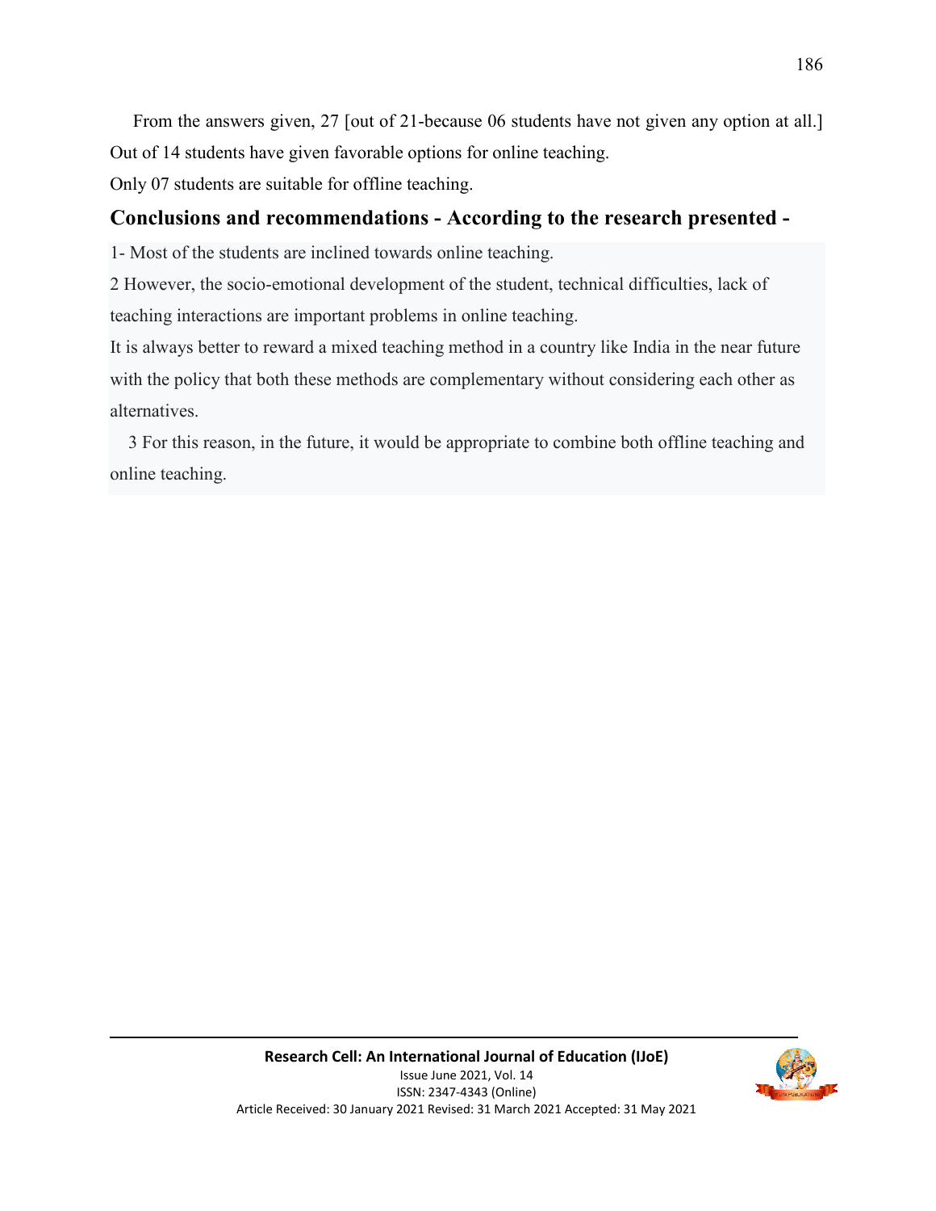From the answers given, 27 [out of 21-because 06 students have not given any option at all.] Out of 14 students have given favorable options for online teaching.

Only 07 students are suitable for offline teaching.

## Conclusions and recommendations - According to the research presented -

1- Most of the students are inclined towards online teaching.

2 However, the socio-emotional development of the student, technical difficulties, lack of teaching interactions are important problems in online teaching.

It is always better to reward a mixed teaching method in a country like India in the near future with the policy that both these methods are complementary without considering each other as alternatives.

3 For this reason, in the future, it would be appropriate to combine both offline teaching and online teaching.